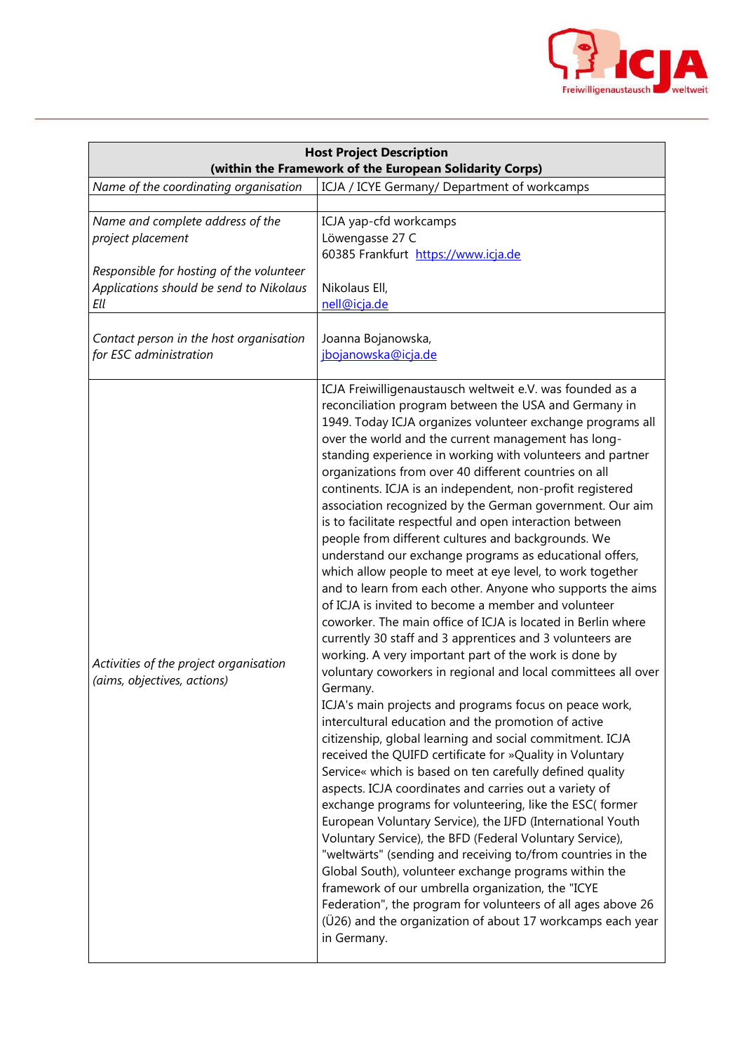| Host Project Description (within the Framework of the European Solidarity Corps) | |
|---|---|
| *Name of the coordinating organisation* | ICJA / ICYE Germany/ Department of workcamps |
| | |
| *Name and complete address of the project placement*<br><br>*Responsible for hosting of the volunteer Applications should be send to Nikolaus Ell* | ICJA yap-cfd workcamps<br>Löwengasse 27 C<br>60385 Frankfurt https://www.icja.de<br><br>Nikolaus Ell,<br>nell@icja.de |
| *Contact person in the host organisation for ESC administration* | Joanna Bojanowska,<br>jbojanowska@icja.de |
| *Activities of the project organisation (aims, objectives, actions)* | ICJA Freiwilligenaustausch weltweit e.V. was founded as a reconciliation program between the USA and Germany in 1949. Today ICJA organizes volunteer exchange programs all over the world and the current management has long-standing experience in working with volunteers and partner organizations from over 40 different countries on all continents. ICJA is an independent, non-profit registered association recognized by the German government. Our aim is to facilitate respectful and open interaction between people from different cultures and backgrounds. We understand our exchange programs as educational offers, which allow people to meet at eye level, to work together and to learn from each other. Anyone who supports the aims of ICJA is invited to become a member and volunteer coworker. The main office of ICJA is located in Berlin where currently 30 staff and 3 apprentices and 3 volunteers are working. A very important part of the work is done by voluntary coworkers in regional and local committees all over Germany.<br>ICJA's main projects and programs focus on peace work, intercultural education and the promotion of active citizenship, global learning and social commitment. ICJA received the QUIFD certificate for »Quality in Voluntary Service« which is based on ten carefully defined quality aspects. ICJA coordinates and carries out a variety of exchange programs for volunteering, like the ESC( former European Voluntary Service), the IJFD (International Youth Voluntary Service), the BFD (Federal Voluntary Service), "weltwärts" (sending and receiving to/from countries in the Global South), volunteer exchange programs within the framework of our umbrella organization, the "ICYE Federation", the program for volunteers of all ages above 26 (Ü26) and the organization of about 17 workcamps each year in Germany. |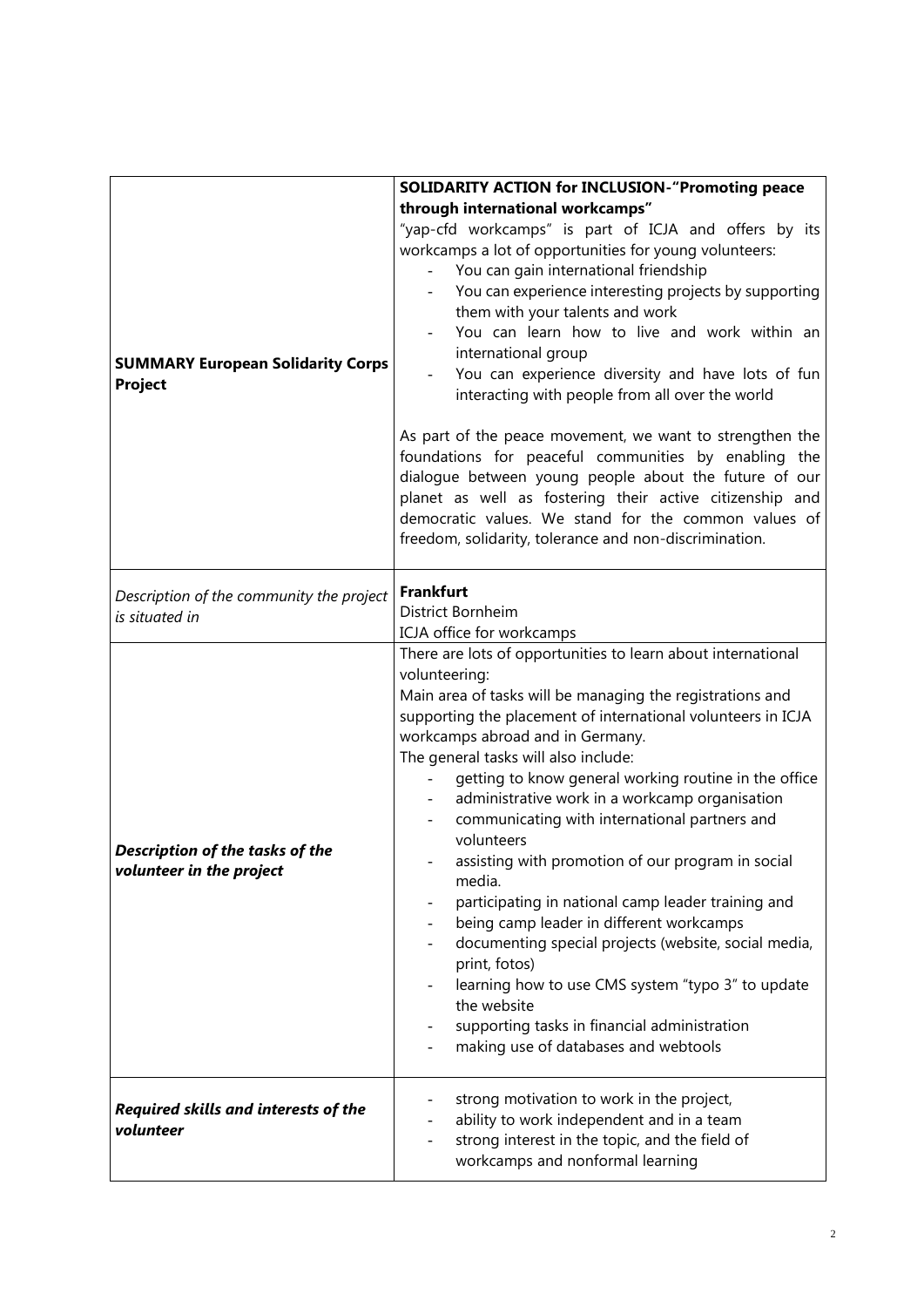| | |
|---|---|
| **SUMMARY European Solidarity Corps Project** | **SOLIDARITY ACTION for INCLUSION-"Promoting peace through international workcamps"**<br>"yap-cfd workcamps" is part of ICJA and offers by its workcamps a lot of opportunities for young volunteers:<br>- You can gain international friendship<br>- You can experience interesting projects by supporting them with your talents and work<br>- You can learn how to live and work within an international group<br>- You can experience diversity and have lots of fun interacting with people from all over the world<br><br>As part of the peace movement, we want to strengthen the foundations for peaceful communities by enabling the dialogue between young people about the future of our planet as well as fostering their active citizenship and democratic values. We stand for the common values of freedom, solidarity, tolerance and non-discrimination. |
| *Description of the community the project is situated in* | **Frankfurt**<br>District Bornheim<br>ICJA office for workcamps |
| ***Description of the tasks of the volunteer in the project*** | There are lots of opportunities to learn about international volunteering:<br>Main area of tasks will be managing the registrations and supporting the placement of international volunteers in ICJA workcamps abroad and in Germany.<br>The general tasks will also include:<br>- getting to know general working routine in the office<br>- administrative work in a workcamp organisation<br>- communicating with international partners and volunteers<br>- assisting with promotion of our program in social media.<br>- participating in national camp leader training and<br>- being camp leader in different workcamps<br>- documenting special projects (website, social media, print, fotos)<br>- learning how to use CMS system "typo 3" to update the website<br>- supporting tasks in financial administration<br>- making use of databases and webtools |
| ***Required skills and interests of the volunteer*** | - strong motivation to work in the project,<br>- ability to work independent and in a team<br>- strong interest in the topic, and the field of workcamps and nonformal learning |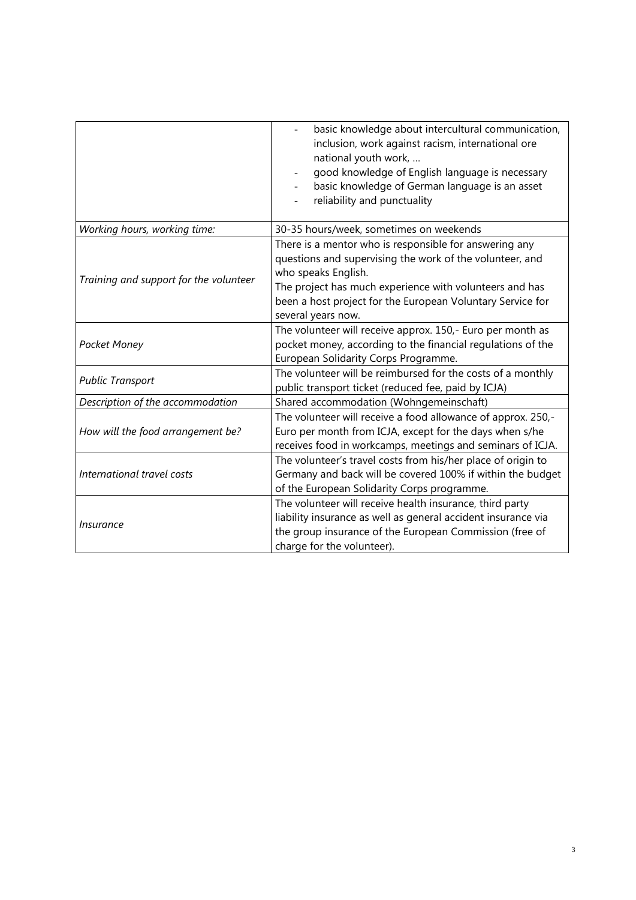| | |
|---|---|
| | - basic knowledge about intercultural communication, inclusion, work against racism, international ore national youth work, …<br>- good knowledge of English language is necessary<br>- basic knowledge of German language is an asset<br>- reliability and punctuality |
| *Working hours, working time:* | 30-35 hours/week, sometimes on weekends |
| *Training and support for the volunteer* | There is a mentor who is responsible for answering any questions and supervising the work of the volunteer, and who speaks English.<br>The project has much experience with volunteers and has been a host project for the European Voluntary Service for several years now. |
| *Pocket Money* | The volunteer will receive approx. 150,- Euro per month as pocket money, according to the financial regulations of the European Solidarity Corps Programme. |
| *Public Transport* | The volunteer will be reimbursed for the costs of a monthly public transport ticket (reduced fee, paid by ICJA) |
| *Description of the accommodation* | Shared accommodation (Wohngemeinschaft) |
| *How will the food arrangement be?* | The volunteer will receive a food allowance of approx. 250,- Euro per month from ICJA, except for the days when s/he receives food in workcamps, meetings and seminars of ICJA. |
| *International travel costs* | The volunteer's travel costs from his/her place of origin to Germany and back will be covered 100% if within the budget of the European Solidarity Corps programme. |
| *Insurance* | The volunteer will receive health insurance, third party liability insurance as well as general accident insurance via the group insurance of the European Commission (free of charge for the volunteer). |